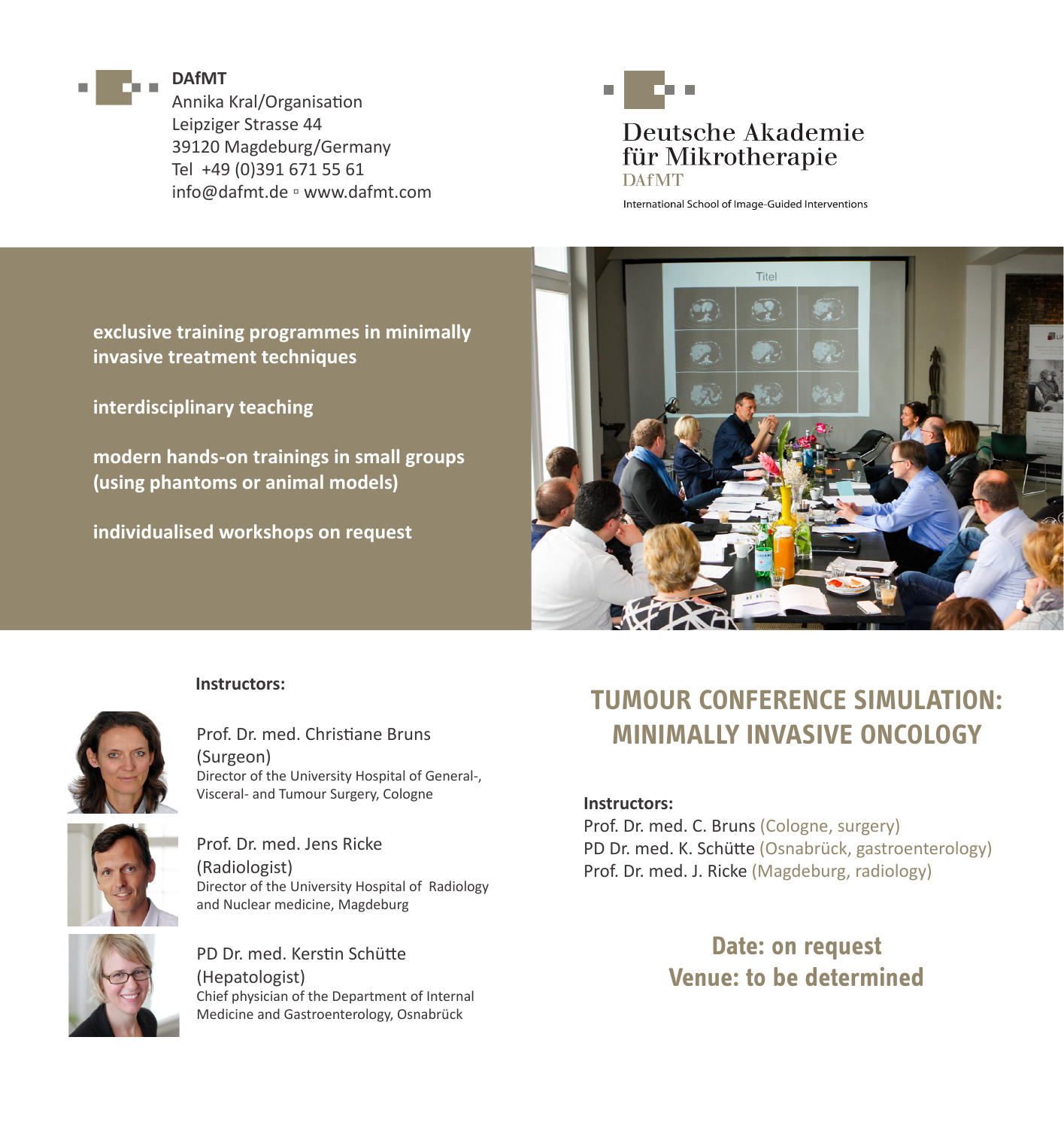**DAfMT**
Annika Kral/Organisation
Leipziger Strasse 44
39120 Magdeburg/Germany
Tel +49 (0)391 671 55 61
info@dafmt.de ▫ www.dafmt.com

Deutsche Akademie für Mikrotherapie
DAfMT
International School of Image-Guided Interventions

**exclusive training programmes in minimally invasive treatment techniques**

**interdisciplinary teaching**

**modern hands-on trainings in small groups (using phantoms or animal models)**

**individualised workshops on request**

**Instructors:**

Prof. Dr. med. Christiane Bruns
(Surgeon)
Director of the University Hospital of General-, Visceral- and Tumour Surgery, Cologne

Prof. Dr. med. Jens Ricke
(Radiologist)
Director of the University Hospital of Radiology and Nuclear medicine, Magdeburg

PD Dr. med. Kerstin Schütte
(Hepatologist)
Chief physician of the Department of Internal Medicine and Gastroenterology, Osnabrück

# TUMOUR CONFERENCE SIMULATION: MINIMALLY INVASIVE ONCOLOGY

**Instructors:**
Prof. Dr. med. C. Bruns (Cologne, surgery)
PD Dr. med. K. Schütte (Osnabrück, gastroenterology)
Prof. Dr. med. J. Ricke (Magdeburg, radiology)

**Date: on request**
**Venue: to be determined**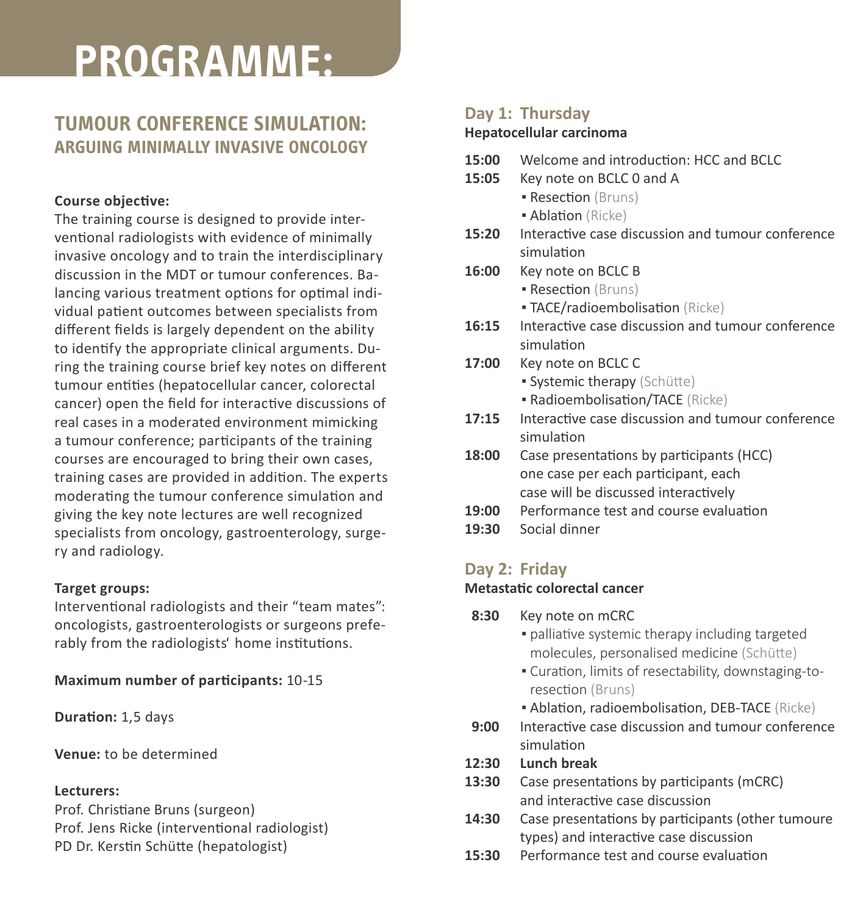# PROGRAMME:

## TUMOUR CONFERENCE SIMULATION:
### ARGUING MINIMALLY INVASIVE ONCOLOGY

**Course objective:**
The training course is designed to provide interventional radiologists with evidence of minimally invasive oncology and to train the interdisciplinary discussion in the MDT or tumour conferences. Balancing various treatment options for optimal individual patient outcomes between specialists from different fields is largely dependent on the ability to identify the appropriate clinical arguments. During the training course brief key notes on different tumour entities (hepatocellular cancer, colorectal cancer) open the field for interactive discussions of real cases in a moderated environment mimicking a tumour conference; participants of the training courses are encouraged to bring their own cases, training cases are provided in addition. The experts moderating the tumour conference simulation and giving the key note lectures are well recognized specialists from oncology, gastroenterology, surgery and radiology.

**Target groups:**
Interventional radiologists and their "team mates": oncologists, gastroenterologists or surgeons preferably from the radiologists' home institutions.

**Maximum number of participants:** 10-15

**Duration:** 1,5 days

**Venue:** to be determined

**Lecturers:**
Prof. Christiane Bruns (surgeon)
Prof. Jens Ricke (interventional radiologist)
PD Dr. Kerstin Schütte (hepatologist)

### Day 1: Thursday
**Hepatocellular carcinoma**

**15:00** Welcome and introduction: HCC and BCLC
**15:05** Key note on BCLC 0 and A
- Resection (Bruns)
- Ablation (Ricke)

**15:20** Interactive case discussion and tumour conference simulation
**16:00** Key note on BCLC B
- Resection (Bruns)
- TACE/radioembolisation (Ricke)

**16:15** Interactive case discussion and tumour conference simulation
**17:00** Key note on BCLC C
- Systemic therapy (Schütte)
- Radioembolisation/TACE (Ricke)

**17:15** Interactive case discussion and tumour conference simulation
**18:00** Case presentations by participants (HCC) one case per each participant, each case will be discussed interactively
**19:00** Performance test and course evaluation
**19:30** Social dinner

### Day 2: Friday
**Metastatic colorectal cancer**

**8:30** Key note on mCRC
- palliative systemic therapy including targeted molecules, personalised medicine (Schütte)
- Curation, limits of resectability, downstaging-to-resection (Bruns)
- Ablation, radioembolisation, DEB-TACE (Ricke)

**9:00** Interactive case discussion and tumour conference simulation
**12:30** **Lunch break**
**13:30** Case presentations by participants (mCRC) and interactive case discussion
**14:30** Case presentations by participants (other tumoure types) and interactive case discussion
**15:30** Performance test and course evaluation